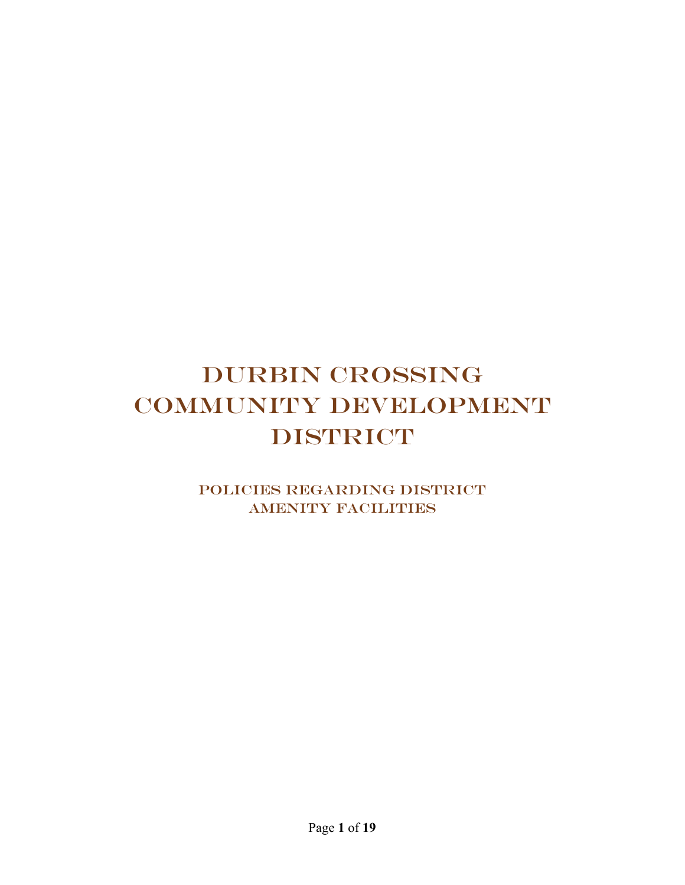# DURBIN CROSSING COMMUNITY DEVELOPMENT DISTRICT

## POLICIES REGARDING DISTRICT AMENITY FACILITIES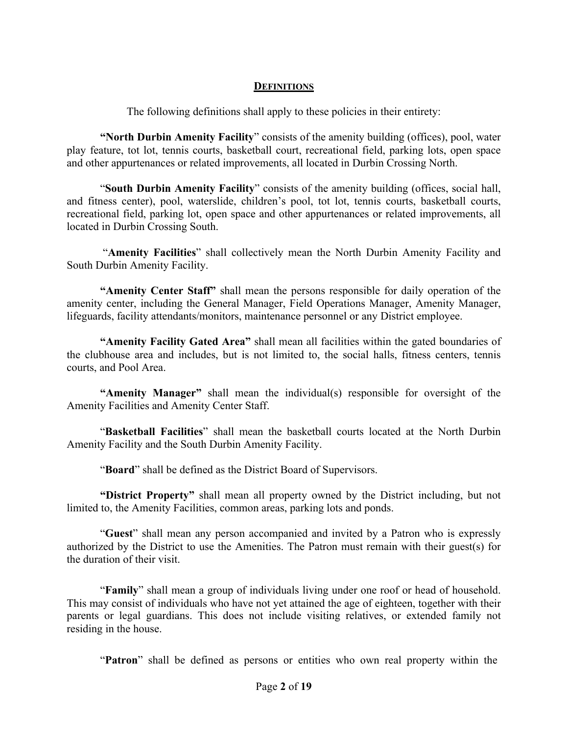## DEFINITIONS

The following definitions shall apply to these policies in their entirety:

**"North Durbin Amenity Facility"** consists of the amenity building (offices), pool, water play feature, tot lot, tennis courts, basketball court, recreational field, parking lots, open space and other appurtenances or related improvements, all located in Durbin Crossing North.

"**South Durbin Amenity Facility**" consists of the amenity building (offices, social hall, and fitness center), pool, waterslide, children's pool, tot lot, tennis courts, basketball courts, recreational field, parking lot, open space and other appurtenances or related improvements, all located in Durbin Crossing South.

"**Amenity Facilities**" shall collectively mean the North Durbin Amenity Facility and South Durbin Amenity Facility.

**"Amenity Center Staff"** shall mean the persons responsible for daily operation of the amenity center, including the General Manager, Field Operations Manager, Amenity Manager, lifeguards, facility attendants/monitors, maintenance personnel or any District employee.

**"Amenity Facility Gated Area"** shall mean all facilities within the gated boundaries of the clubhouse area and includes, but is not limited to, the social halls, fitness centers, tennis courts, and Pool Area.

**"Amenity Manager"** shall mean the individual(s) responsible for oversight of the Amenity Facilities and Amenity Center Staff.

"**Basketball Facilities**" shall mean the basketball courts located at the North Durbin Amenity Facility and the South Durbin Amenity Facility.

"**Board**" shall be defined as the District Board of Supervisors.

**"District Property"** shall mean all property owned by the District including, but not limited to, the Amenity Facilities, common areas, parking lots and ponds.

"**Guest**" shall mean any person accompanied and invited by a Patron who is expressly authorized by the District to use the Amenities. The Patron must remain with their guest(s) for the duration of their visit.

"**Family**" shall mean a group of individuals living under one roof or head of household. This may consist of individuals who have not yet attained the age of eighteen, together with their parents or legal guardians. This does not include visiting relatives, or extended family not residing in the house.

"**Patron**" shall be defined as persons or entities who own real property within the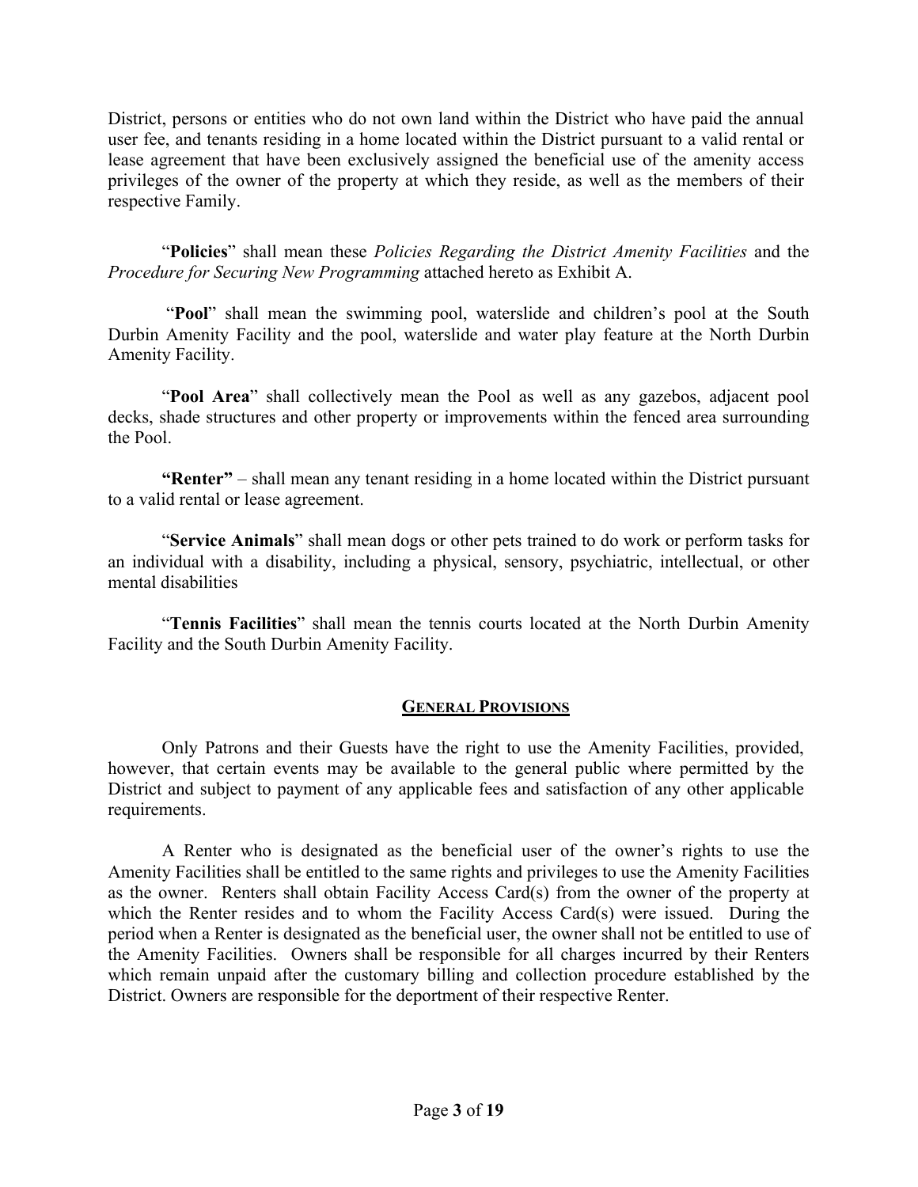District, persons or entities who do not own land within the District who have paid the annual user fee, and tenants residing in a home located within the District pursuant to a valid rental or lease agreement that have been exclusively assigned the beneficial use of the amenity access privileges of the owner of the property at which they reside, as well as the members of their respective Family.

"**Policies**" shall mean these *Policies Regarding the District Amenity Facilities* and the *Procedure for Securing New Programming* attached hereto as Exhibit A.

"**Pool**" shall mean the swimming pool, waterslide and children's pool at the South Durbin Amenity Facility and the pool, waterslide and water play feature at the North Durbin Amenity Facility.

"**Pool Area**" shall collectively mean the Pool as well as any gazebos, adjacent pool decks, shade structures and other property or improvements within the fenced area surrounding the Pool.

**"Renter"** – shall mean any tenant residing in a home located within the District pursuant to a valid rental or lease agreement.

"**Service Animals**" shall mean dogs or other pets trained to do work or perform tasks for an individual with a disability, including a physical, sensory, psychiatric, intellectual, or other mental disabilities

"**Tennis Facilities**" shall mean the tennis courts located at the North Durbin Amenity Facility and the South Durbin Amenity Facility.

## GENERAL PROVISIONS

Only Patrons and their Guests have the right to use the Amenity Facilities, provided, however, that certain events may be available to the general public where permitted by the District and subject to payment of any applicable fees and satisfaction of any other applicable requirements.

A Renter who is designated as the beneficial user of the owner's rights to use the Amenity Facilities shall be entitled to the same rights and privileges to use the Amenity Facilities as the owner. Renters shall obtain Facility Access Card(s) from the owner of the property at which the Renter resides and to whom the Facility Access Card(s) were issued. During the period when a Renter is designated as the beneficial user, the owner shall not be entitled to use of the Amenity Facilities. Owners shall be responsible for all charges incurred by their Renters which remain unpaid after the customary billing and collection procedure established by the District. Owners are responsible for the deportment of their respective Renter.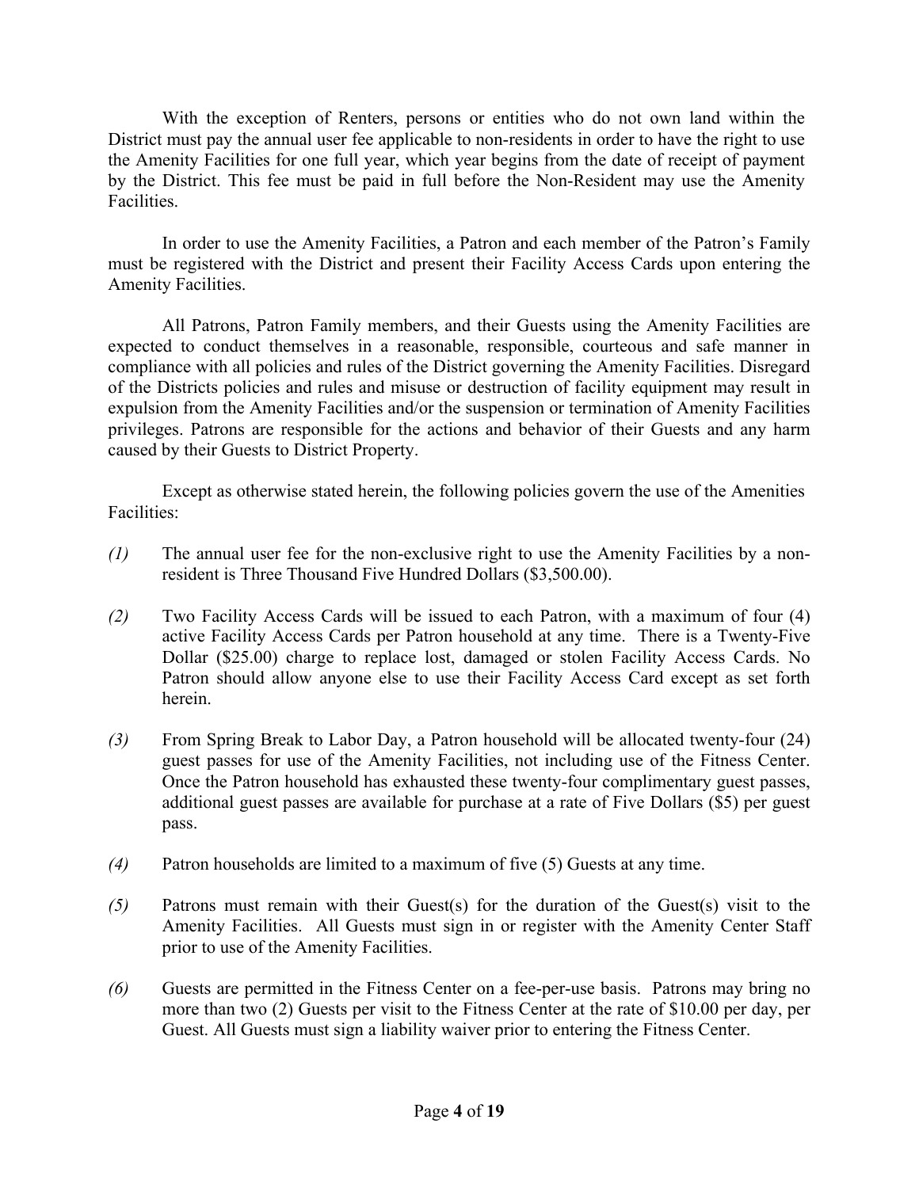With the exception of Renters, persons or entities who do not own land within the District must pay the annual user fee applicable to non-residents in order to have the right to use the Amenity Facilities for one full year, which year begins from the date of receipt of payment by the District. This fee must be paid in full before the Non-Resident may use the Amenity Facilities.

In order to use the Amenity Facilities, a Patron and each member of the Patron's Family must be registered with the District and present their Facility Access Cards upon entering the Amenity Facilities.

All Patrons, Patron Family members, and their Guests using the Amenity Facilities are expected to conduct themselves in a reasonable, responsible, courteous and safe manner in compliance with all policies and rules of the District governing the Amenity Facilities. Disregard of the Districts policies and rules and misuse or destruction of facility equipment may result in expulsion from the Amenity Facilities and/or the suspension or termination of Amenity Facilities privileges. Patrons are responsible for the actions and behavior of their Guests and any harm caused by their Guests to District Property.

Except as otherwise stated herein, the following policies govern the use of the Amenities Facilities:

*(1)* The annual user fee for the non-exclusive right to use the Amenity Facilities by a non-resident is Three Thousand Five Hundred Dollars ($3,500.00).

*(2)* Two Facility Access Cards will be issued to each Patron, with a maximum of four (4) active Facility Access Cards per Patron household at any time. There is a Twenty-Five Dollar ($25.00) charge to replace lost, damaged or stolen Facility Access Cards. No Patron should allow anyone else to use their Facility Access Card except as set forth herein.

*(3)* From Spring Break to Labor Day, a Patron household will be allocated twenty-four (24) guest passes for use of the Amenity Facilities, not including use of the Fitness Center. Once the Patron household has exhausted these twenty-four complimentary guest passes, additional guest passes are available for purchase at a rate of Five Dollars ($5) per guest pass.

*(4)* Patron households are limited to a maximum of five (5) Guests at any time.

*(5)* Patrons must remain with their Guest(s) for the duration of the Guest(s) visit to the Amenity Facilities. All Guests must sign in or register with the Amenity Center Staff prior to use of the Amenity Facilities.

*(6)* Guests are permitted in the Fitness Center on a fee-per-use basis. Patrons may bring no more than two (2) Guests per visit to the Fitness Center at the rate of $10.00 per day, per Guest. All Guests must sign a liability waiver prior to entering the Fitness Center.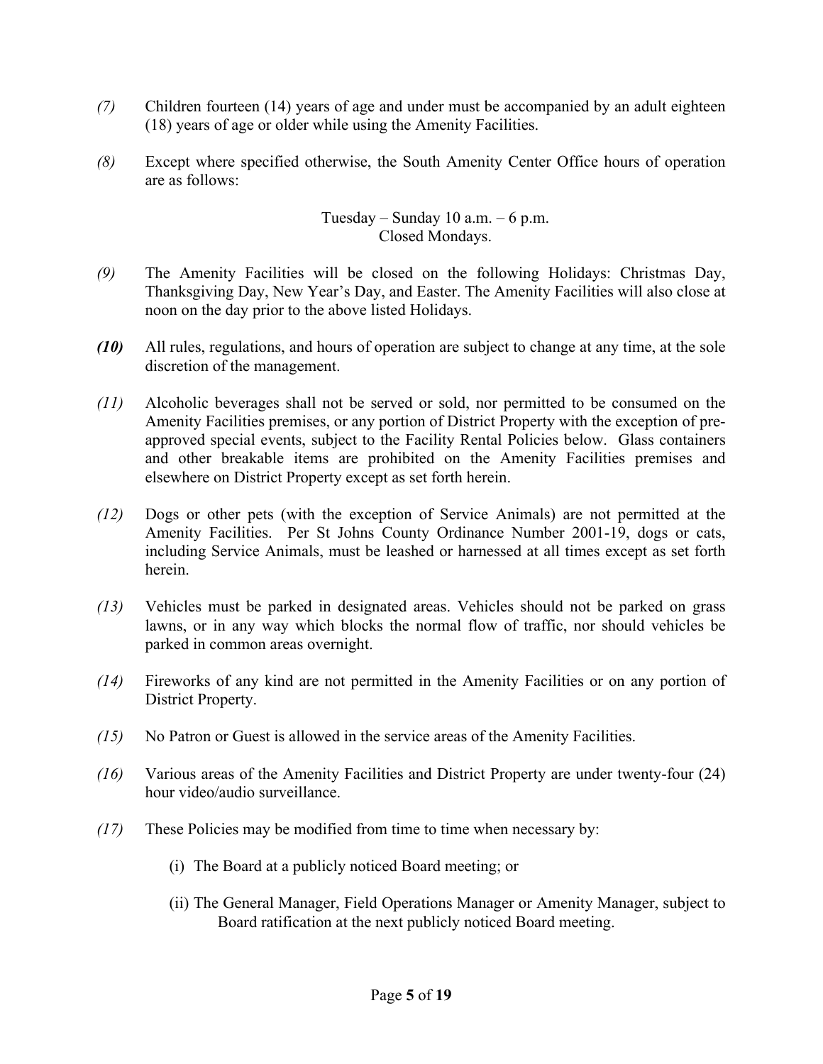*(7)* Children fourteen (14) years of age and under must be accompanied by an adult eighteen (18) years of age or older while using the Amenity Facilities.

*(8)* Except where specified otherwise, the South Amenity Center Office hours of operation are as follows:

Tuesday – Sunday 10 a.m. – 6 p.m.
Closed Mondays.

*(9)* The Amenity Facilities will be closed on the following Holidays: Christmas Day, Thanksgiving Day, New Year's Day, and Easter. The Amenity Facilities will also close at noon on the day prior to the above listed Holidays.

***(10)*** All rules, regulations, and hours of operation are subject to change at any time, at the sole discretion of the management.

*(11)* Alcoholic beverages shall not be served or sold, nor permitted to be consumed on the Amenity Facilities premises, or any portion of District Property with the exception of pre-approved special events, subject to the Facility Rental Policies below. Glass containers and other breakable items are prohibited on the Amenity Facilities premises and elsewhere on District Property except as set forth herein.

*(12)* Dogs or other pets (with the exception of Service Animals) are not permitted at the Amenity Facilities. Per St Johns County Ordinance Number 2001-19, dogs or cats, including Service Animals, must be leashed or harnessed at all times except as set forth herein.

*(13)* Vehicles must be parked in designated areas. Vehicles should not be parked on grass lawns, or in any way which blocks the normal flow of traffic, nor should vehicles be parked in common areas overnight.

*(14)* Fireworks of any kind are not permitted in the Amenity Facilities or on any portion of District Property.

*(15)* No Patron or Guest is allowed in the service areas of the Amenity Facilities.

*(16)* Various areas of the Amenity Facilities and District Property are under twenty-four (24) hour video/audio surveillance.

*(17)* These Policies may be modified from time to time when necessary by:

(i) The Board at a publicly noticed Board meeting; or

(ii) The General Manager, Field Operations Manager or Amenity Manager, subject to Board ratification at the next publicly noticed Board meeting.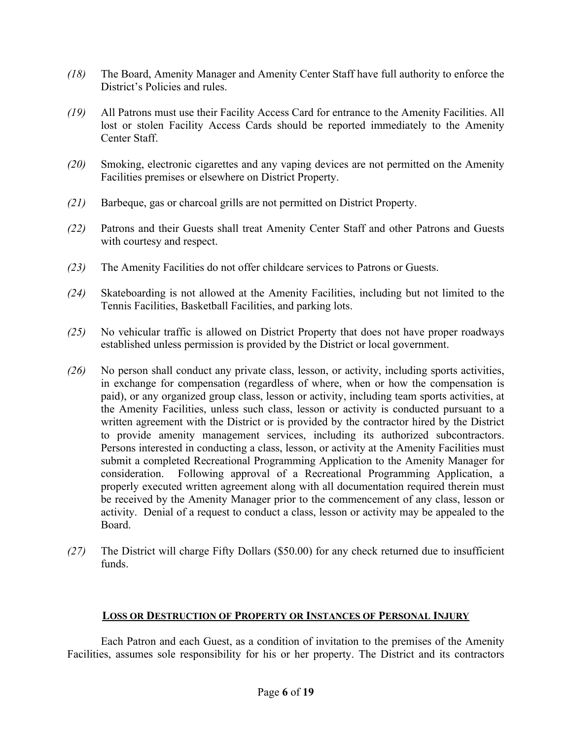*(18)* The Board, Amenity Manager and Amenity Center Staff have full authority to enforce the District's Policies and rules.

*(19)* All Patrons must use their Facility Access Card for entrance to the Amenity Facilities. All lost or stolen Facility Access Cards should be reported immediately to the Amenity Center Staff.

*(20)* Smoking, electronic cigarettes and any vaping devices are not permitted on the Amenity Facilities premises or elsewhere on District Property.

*(21)* Barbeque, gas or charcoal grills are not permitted on District Property.

*(22)* Patrons and their Guests shall treat Amenity Center Staff and other Patrons and Guests with courtesy and respect.

*(23)* The Amenity Facilities do not offer childcare services to Patrons or Guests.

*(24)* Skateboarding is not allowed at the Amenity Facilities, including but not limited to the Tennis Facilities, Basketball Facilities, and parking lots.

*(25)* No vehicular traffic is allowed on District Property that does not have proper roadways established unless permission is provided by the District or local government.

*(26)* No person shall conduct any private class, lesson, or activity, including sports activities, in exchange for compensation (regardless of where, when or how the compensation is paid), or any organized group class, lesson or activity, including team sports activities, at the Amenity Facilities, unless such class, lesson or activity is conducted pursuant to a written agreement with the District or is provided by the contractor hired by the District to provide amenity management services, including its authorized subcontractors. Persons interested in conducting a class, lesson, or activity at the Amenity Facilities must submit a completed Recreational Programming Application to the Amenity Manager for consideration. Following approval of a Recreational Programming Application, a properly executed written agreement along with all documentation required therein must be received by the Amenity Manager prior to the commencement of any class, lesson or activity. Denial of a request to conduct a class, lesson or activity may be appealed to the Board.

*(27)* The District will charge Fifty Dollars ($50.00) for any check returned due to insufficient funds.

## <u>LOSS OR DESTRUCTION OF PROPERTY OR INSTANCES OF PERSONAL INJURY</u>

Each Patron and each Guest, as a condition of invitation to the premises of the Amenity Facilities, assumes sole responsibility for his or her property. The District and its contractors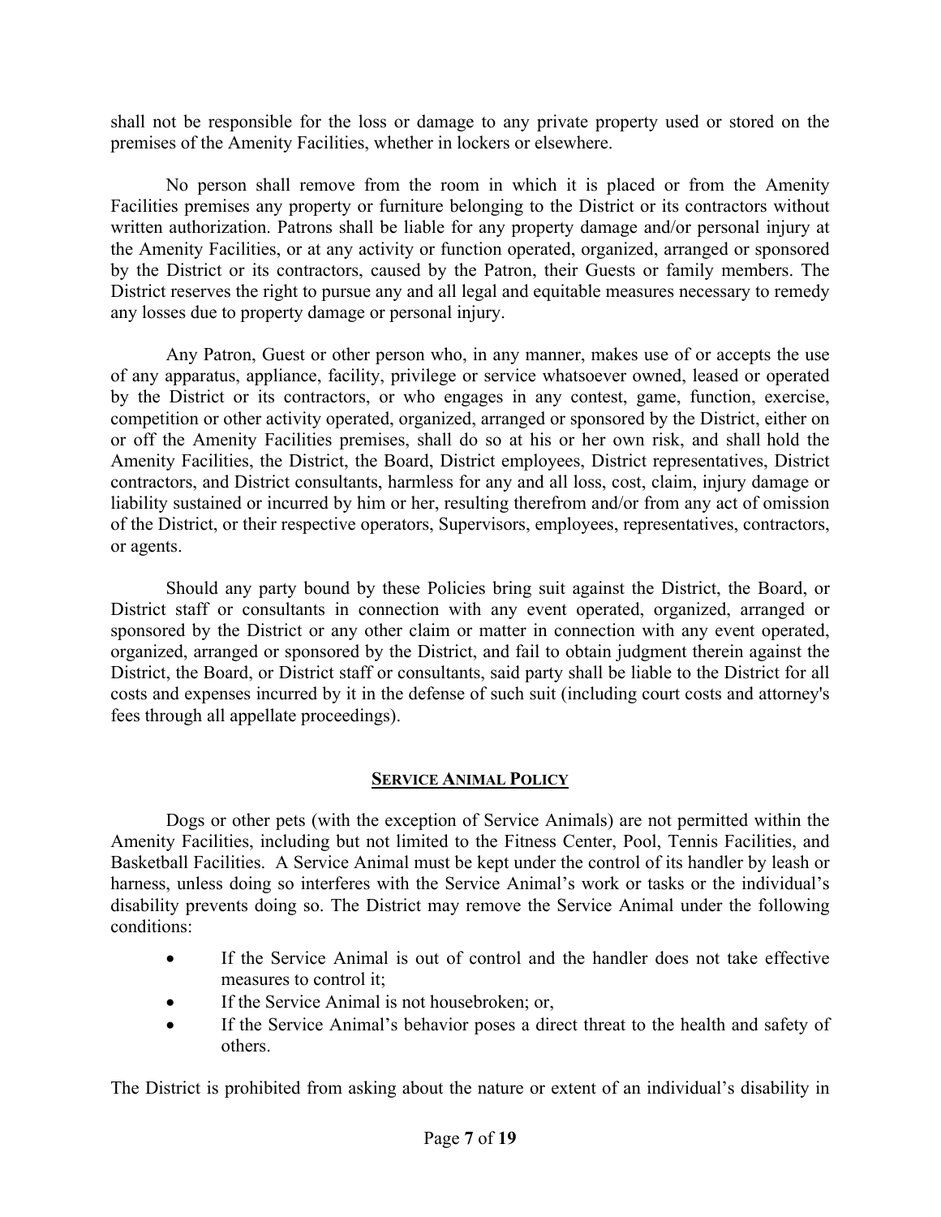shall not be responsible for the loss or damage to any private property used or stored on the premises of the Amenity Facilities, whether in lockers or elsewhere.

No person shall remove from the room in which it is placed or from the Amenity Facilities premises any property or furniture belonging to the District or its contractors without written authorization. Patrons shall be liable for any property damage and/or personal injury at the Amenity Facilities, or at any activity or function operated, organized, arranged or sponsored by the District or its contractors, caused by the Patron, their Guests or family members. The District reserves the right to pursue any and all legal and equitable measures necessary to remedy any losses due to property damage or personal injury.

Any Patron, Guest or other person who, in any manner, makes use of or accepts the use of any apparatus, appliance, facility, privilege or service whatsoever owned, leased or operated by the District or its contractors, or who engages in any contest, game, function, exercise, competition or other activity operated, organized, arranged or sponsored by the District, either on or off the Amenity Facilities premises, shall do so at his or her own risk, and shall hold the Amenity Facilities, the District, the Board, District employees, District representatives, District contractors, and District consultants, harmless for any and all loss, cost, claim, injury damage or liability sustained or incurred by him or her, resulting therefrom and/or from any act of omission of the District, or their respective operators, Supervisors, employees, representatives, contractors, or agents.

Should any party bound by these Policies bring suit against the District, the Board, or District staff or consultants in connection with any event operated, organized, arranged or sponsored by the District or any other claim or matter in connection with any event operated, organized, arranged or sponsored by the District, and fail to obtain judgment therein against the District, the Board, or District staff or consultants, said party shall be liable to the District for all costs and expenses incurred by it in the defense of such suit (including court costs and attorney's fees through all appellate proceedings).

## SERVICE ANIMAL POLICY

Dogs or other pets (with the exception of Service Animals) are not permitted within the Amenity Facilities, including but not limited to the Fitness Center, Pool, Tennis Facilities, and Basketball Facilities. A Service Animal must be kept under the control of its handler by leash or harness, unless doing so interferes with the Service Animal's work or tasks or the individual's disability prevents doing so. The District may remove the Service Animal under the following conditions:

- If the Service Animal is out of control and the handler does not take effective measures to control it;
- If the Service Animal is not housebroken; or,
- If the Service Animal's behavior poses a direct threat to the health and safety of others.

The District is prohibited from asking about the nature or extent of an individual's disability in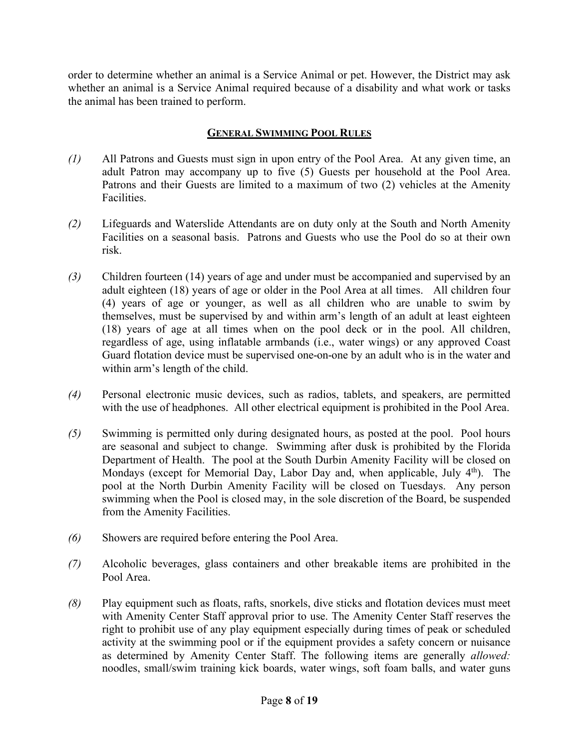order to determine whether an animal is a Service Animal or pet. However, the District may ask whether an animal is a Service Animal required because of a disability and what work or tasks the animal has been trained to perform.

## **GENERAL SWIMMING POOL RULES**

*(1)* All Patrons and Guests must sign in upon entry of the Pool Area. At any given time, an adult Patron may accompany up to five (5) Guests per household at the Pool Area. Patrons and their Guests are limited to a maximum of two (2) vehicles at the Amenity Facilities.

*(2)* Lifeguards and Waterslide Attendants are on duty only at the South and North Amenity Facilities on a seasonal basis. Patrons and Guests who use the Pool do so at their own risk.

*(3)* Children fourteen (14) years of age and under must be accompanied and supervised by an adult eighteen (18) years of age or older in the Pool Area at all times. All children four (4) years of age or younger, as well as all children who are unable to swim by themselves, must be supervised by and within arm's length of an adult at least eighteen (18) years of age at all times when on the pool deck or in the pool. All children, regardless of age, using inflatable armbands (i.e., water wings) or any approved Coast Guard flotation device must be supervised one-on-one by an adult who is in the water and within arm's length of the child.

*(4)* Personal electronic music devices, such as radios, tablets, and speakers, are permitted with the use of headphones. All other electrical equipment is prohibited in the Pool Area.

*(5)* Swimming is permitted only during designated hours, as posted at the pool. Pool hours are seasonal and subject to change. Swimming after dusk is prohibited by the Florida Department of Health. The pool at the South Durbin Amenity Facility will be closed on Mondays (except for Memorial Day, Labor Day and, when applicable, July 4th). The pool at the North Durbin Amenity Facility will be closed on Tuesdays. Any person swimming when the Pool is closed may, in the sole discretion of the Board, be suspended from the Amenity Facilities.

*(6)* Showers are required before entering the Pool Area.

*(7)* Alcoholic beverages, glass containers and other breakable items are prohibited in the Pool Area.

*(8)* Play equipment such as floats, rafts, snorkels, dive sticks and flotation devices must meet with Amenity Center Staff approval prior to use. The Amenity Center Staff reserves the right to prohibit use of any play equipment especially during times of peak or scheduled activity at the swimming pool or if the equipment provides a safety concern or nuisance as determined by Amenity Center Staff. The following items are generally *allowed:* noodles, small/swim training kick boards, water wings, soft foam balls, and water guns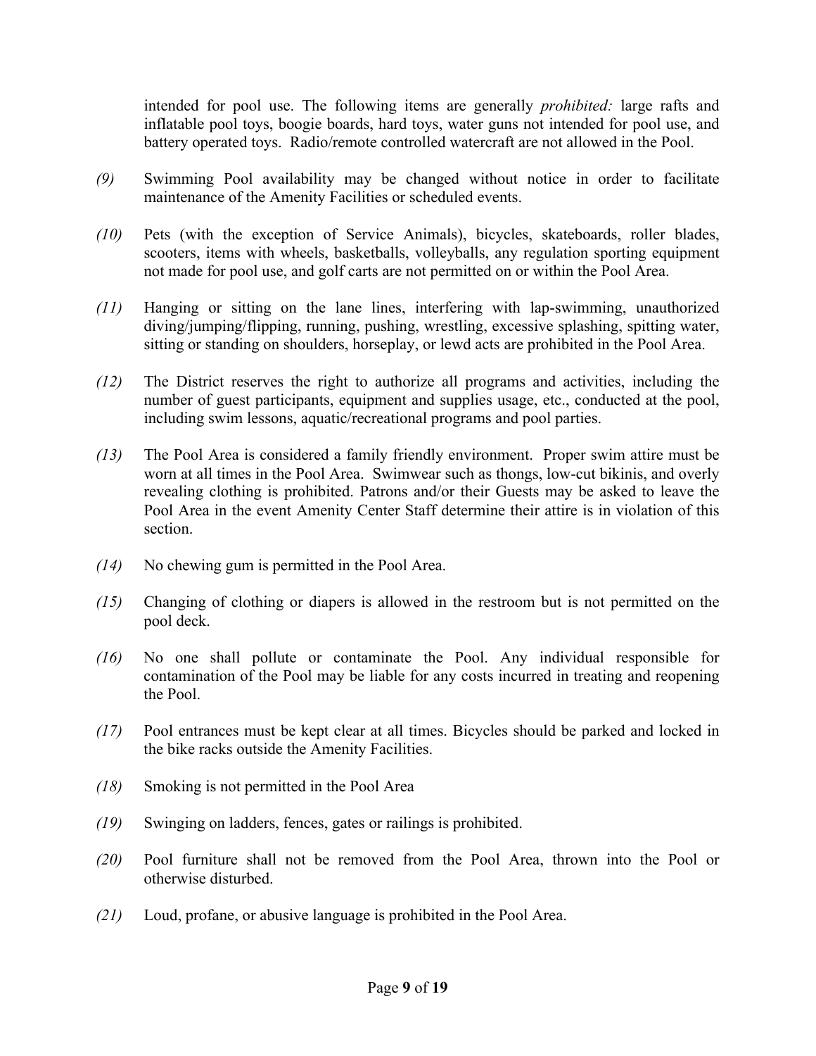intended for pool use. The following items are generally *prohibited:* large rafts and inflatable pool toys, boogie boards, hard toys, water guns not intended for pool use, and battery operated toys. Radio/remote controlled watercraft are not allowed in the Pool.

*(9)* Swimming Pool availability may be changed without notice in order to facilitate maintenance of the Amenity Facilities or scheduled events.

*(10)* Pets (with the exception of Service Animals), bicycles, skateboards, roller blades, scooters, items with wheels, basketballs, volleyballs, any regulation sporting equipment not made for pool use, and golf carts are not permitted on or within the Pool Area.

*(11)* Hanging or sitting on the lane lines, interfering with lap-swimming, unauthorized diving/jumping/flipping, running, pushing, wrestling, excessive splashing, spitting water, sitting or standing on shoulders, horseplay, or lewd acts are prohibited in the Pool Area.

*(12)* The District reserves the right to authorize all programs and activities, including the number of guest participants, equipment and supplies usage, etc., conducted at the pool, including swim lessons, aquatic/recreational programs and pool parties.

*(13)* The Pool Area is considered a family friendly environment. Proper swim attire must be worn at all times in the Pool Area. Swimwear such as thongs, low-cut bikinis, and overly revealing clothing is prohibited. Patrons and/or their Guests may be asked to leave the Pool Area in the event Amenity Center Staff determine their attire is in violation of this section.

*(14)* No chewing gum is permitted in the Pool Area.

*(15)* Changing of clothing or diapers is allowed in the restroom but is not permitted on the pool deck.

*(16)* No one shall pollute or contaminate the Pool. Any individual responsible for contamination of the Pool may be liable for any costs incurred in treating and reopening the Pool.

*(17)* Pool entrances must be kept clear at all times. Bicycles should be parked and locked in the bike racks outside the Amenity Facilities.

*(18)* Smoking is not permitted in the Pool Area

*(19)* Swinging on ladders, fences, gates or railings is prohibited.

*(20)* Pool furniture shall not be removed from the Pool Area, thrown into the Pool or otherwise disturbed.

*(21)* Loud, profane, or abusive language is prohibited in the Pool Area.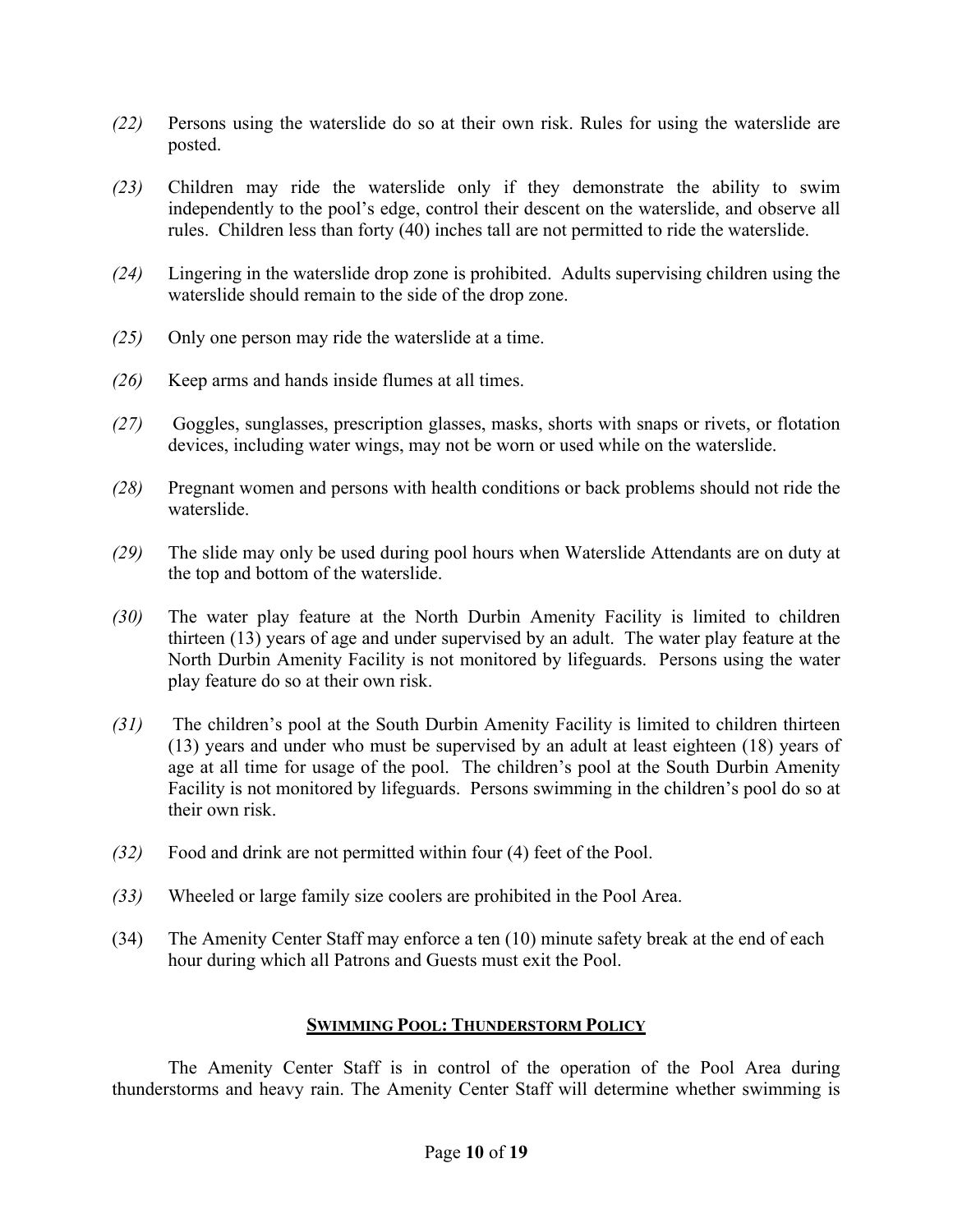*(22)* Persons using the waterslide do so at their own risk. Rules for using the waterslide are posted.

*(23)* Children may ride the waterslide only if they demonstrate the ability to swim independently to the pool's edge, control their descent on the waterslide, and observe all rules. Children less than forty (40) inches tall are not permitted to ride the waterslide.

*(24)* Lingering in the waterslide drop zone is prohibited. Adults supervising children using the waterslide should remain to the side of the drop zone.

*(25)* Only one person may ride the waterslide at a time.

*(26)* Keep arms and hands inside flumes at all times.

*(27)* Goggles, sunglasses, prescription glasses, masks, shorts with snaps or rivets, or flotation devices, including water wings, may not be worn or used while on the waterslide.

*(28)* Pregnant women and persons with health conditions or back problems should not ride the waterslide.

*(29)* The slide may only be used during pool hours when Waterslide Attendants are on duty at the top and bottom of the waterslide.

*(30)* The water play feature at the North Durbin Amenity Facility is limited to children thirteen (13) years of age and under supervised by an adult. The water play feature at the North Durbin Amenity Facility is not monitored by lifeguards. Persons using the water play feature do so at their own risk.

*(31)* The children's pool at the South Durbin Amenity Facility is limited to children thirteen (13) years and under who must be supervised by an adult at least eighteen (18) years of age at all time for usage of the pool. The children's pool at the South Durbin Amenity Facility is not monitored by lifeguards. Persons swimming in the children's pool do so at their own risk.

*(32)* Food and drink are not permitted within four (4) feet of the Pool.

*(33)* Wheeled or large family size coolers are prohibited in the Pool Area.

(34) The Amenity Center Staff may enforce a ten (10) minute safety break at the end of each hour during which all Patrons and Guests must exit the Pool.

## <u>SWIMMING POOL: THUNDERSTORM POLICY</u>

The Amenity Center Staff is in control of the operation of the Pool Area during thunderstorms and heavy rain. The Amenity Center Staff will determine whether swimming is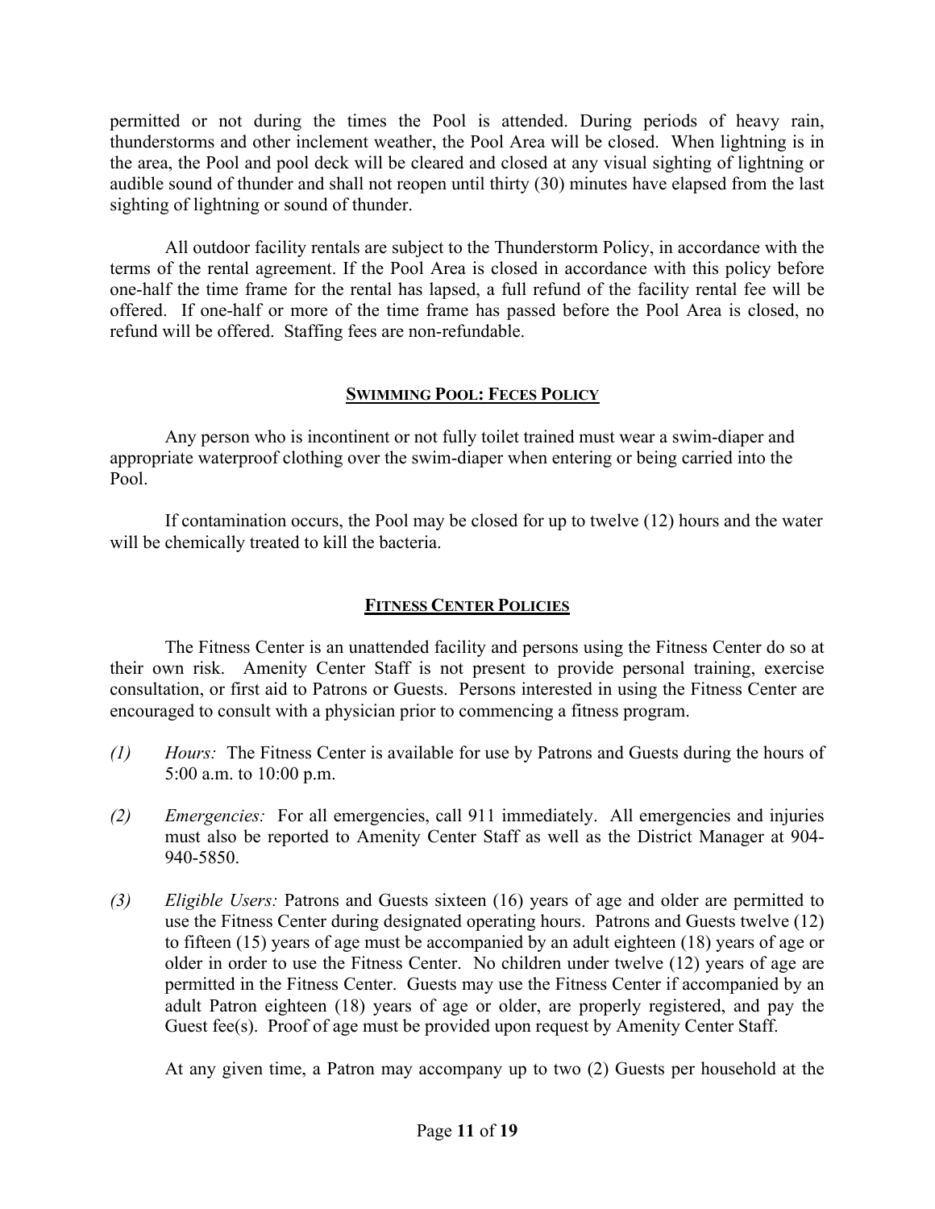permitted or not during the times the Pool is attended. During periods of heavy rain, thunderstorms and other inclement weather, the Pool Area will be closed. When lightning is in the area, the Pool and pool deck will be cleared and closed at any visual sighting of lightning or audible sound of thunder and shall not reopen until thirty (30) minutes have elapsed from the last sighting of lightning or sound of thunder.

All outdoor facility rentals are subject to the Thunderstorm Policy, in accordance with the terms of the rental agreement. If the Pool Area is closed in accordance with this policy before one-half the time frame for the rental has lapsed, a full refund of the facility rental fee will be offered. If one-half or more of the time frame has passed before the Pool Area is closed, no refund will be offered. Staffing fees are non-refundable.

## SWIMMING POOL: FECES POLICY

Any person who is incontinent or not fully toilet trained must wear a swim-diaper and appropriate waterproof clothing over the swim-diaper when entering or being carried into the Pool.

If contamination occurs, the Pool may be closed for up to twelve (12) hours and the water will be chemically treated to kill the bacteria.

## FITNESS CENTER POLICIES

The Fitness Center is an unattended facility and persons using the Fitness Center do so at their own risk. Amenity Center Staff is not present to provide personal training, exercise consultation, or first aid to Patrons or Guests. Persons interested in using the Fitness Center are encouraged to consult with a physician prior to commencing a fitness program.

*(1)* *Hours:* The Fitness Center is available for use by Patrons and Guests during the hours of 5:00 a.m. to 10:00 p.m.

*(2)* *Emergencies:* For all emergencies, call 911 immediately. All emergencies and injuries must also be reported to Amenity Center Staff as well as the District Manager at 904-940-5850.

*(3)* *Eligible Users:* Patrons and Guests sixteen (16) years of age and older are permitted to use the Fitness Center during designated operating hours. Patrons and Guests twelve (12) to fifteen (15) years of age must be accompanied by an adult eighteen (18) years of age or older in order to use the Fitness Center. No children under twelve (12) years of age are permitted in the Fitness Center. Guests may use the Fitness Center if accompanied by an adult Patron eighteen (18) years of age or older, are properly registered, and pay the Guest fee(s). Proof of age must be provided upon request by Amenity Center Staff.

At any given time, a Patron may accompany up to two (2) Guests per household at the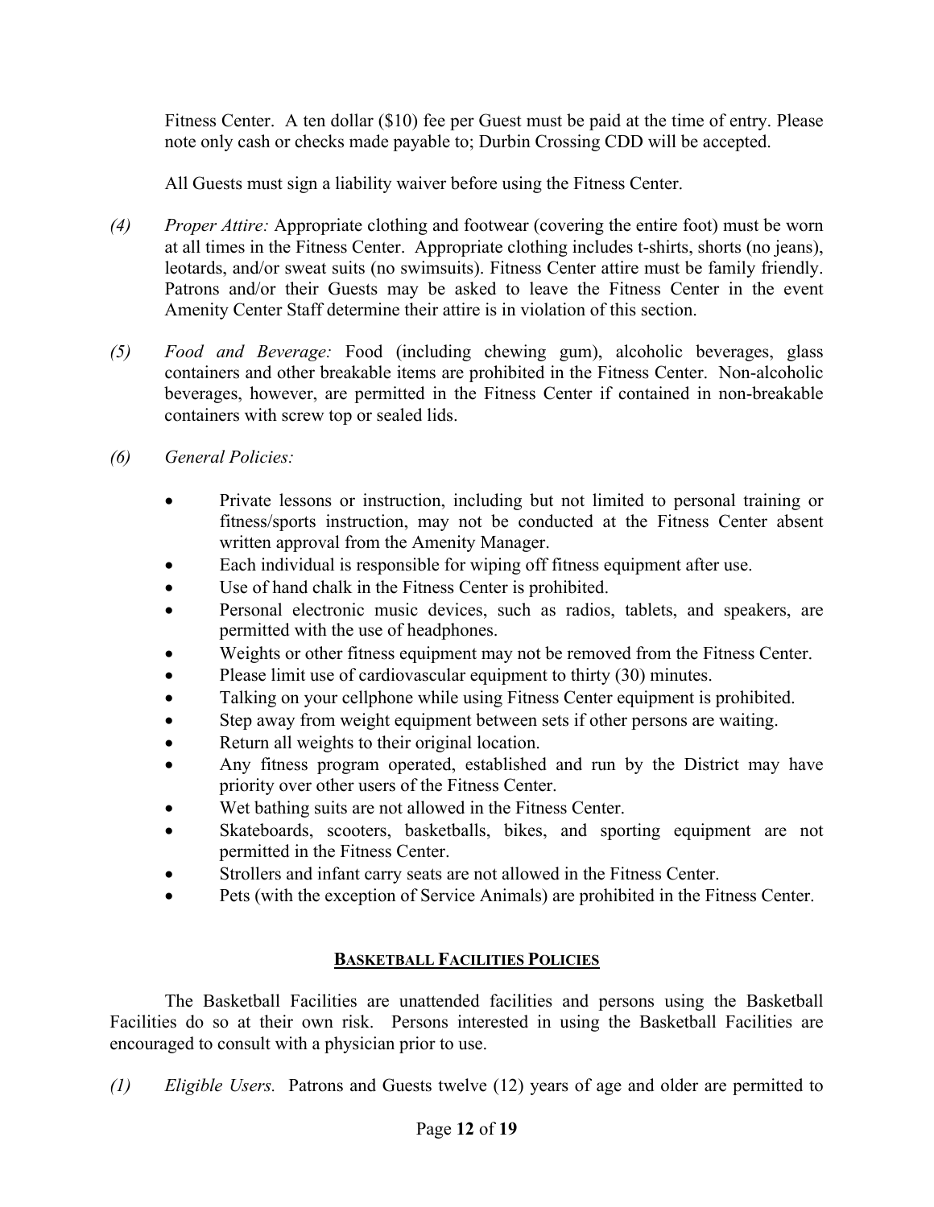Fitness Center. A ten dollar ($10) fee per Guest must be paid at the time of entry. Please note only cash or checks made payable to; Durbin Crossing CDD will be accepted.

All Guests must sign a liability waiver before using the Fitness Center.

*(4)* *Proper Attire:* Appropriate clothing and footwear (covering the entire foot) must be worn at all times in the Fitness Center. Appropriate clothing includes t-shirts, shorts (no jeans), leotards, and/or sweat suits (no swimsuits). Fitness Center attire must be family friendly. Patrons and/or their Guests may be asked to leave the Fitness Center in the event Amenity Center Staff determine their attire is in violation of this section.

*(5)* *Food and Beverage:* Food (including chewing gum), alcoholic beverages, glass containers and other breakable items are prohibited in the Fitness Center. Non-alcoholic beverages, however, are permitted in the Fitness Center if contained in non-breakable containers with screw top or sealed lids.

*(6)* *General Policies:*

- Private lessons or instruction, including but not limited to personal training or fitness/sports instruction, may not be conducted at the Fitness Center absent written approval from the Amenity Manager.
- Each individual is responsible for wiping off fitness equipment after use.
- Use of hand chalk in the Fitness Center is prohibited.
- Personal electronic music devices, such as radios, tablets, and speakers, are permitted with the use of headphones.
- Weights or other fitness equipment may not be removed from the Fitness Center.
- Please limit use of cardiovascular equipment to thirty (30) minutes.
- Talking on your cellphone while using Fitness Center equipment is prohibited.
- Step away from weight equipment between sets if other persons are waiting.
- Return all weights to their original location.
- Any fitness program operated, established and run by the District may have priority over other users of the Fitness Center.
- Wet bathing suits are not allowed in the Fitness Center.
- Skateboards, scooters, basketballs, bikes, and sporting equipment are not permitted in the Fitness Center.
- Strollers and infant carry seats are not allowed in the Fitness Center.
- Pets (with the exception of Service Animals) are prohibited in the Fitness Center.

## BASKETBALL FACILITIES POLICIES

The Basketball Facilities are unattended facilities and persons using the Basketball Facilities do so at their own risk. Persons interested in using the Basketball Facilities are encouraged to consult with a physician prior to use.

*(1)* *Eligible Users.* Patrons and Guests twelve (12) years of age and older are permitted to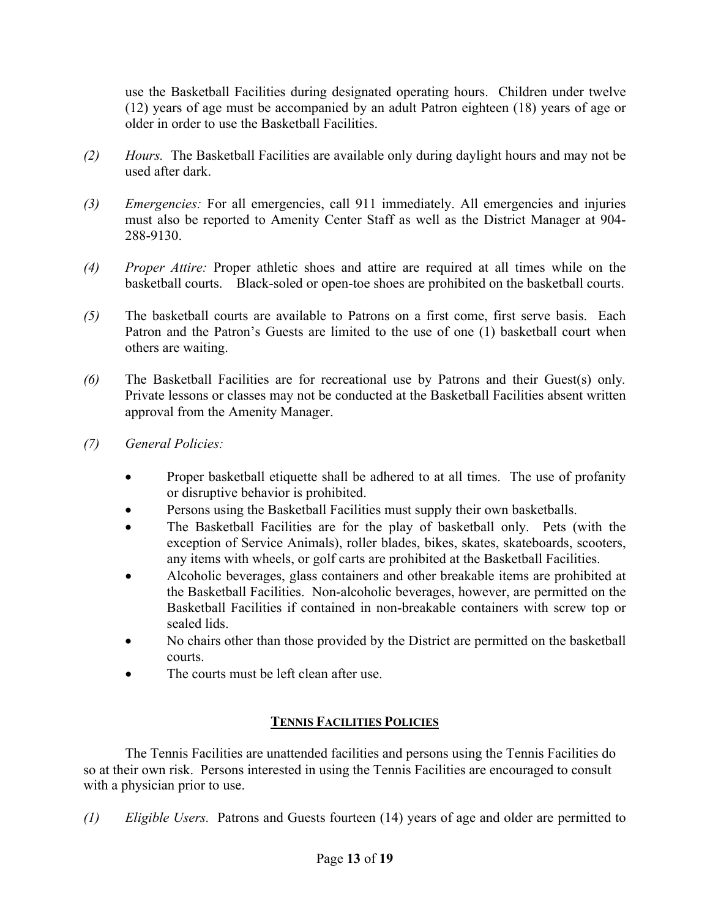use the Basketball Facilities during designated operating hours. Children under twelve (12) years of age must be accompanied by an adult Patron eighteen (18) years of age or older in order to use the Basketball Facilities.

*(2)* *Hours.* The Basketball Facilities are available only during daylight hours and may not be used after dark.

*(3)* *Emergencies:* For all emergencies, call 911 immediately. All emergencies and injuries must also be reported to Amenity Center Staff as well as the District Manager at 904-288-9130.

*(4)* *Proper Attire:* Proper athletic shoes and attire are required at all times while on the basketball courts. Black-soled or open-toe shoes are prohibited on the basketball courts.

*(5)* The basketball courts are available to Patrons on a first come, first serve basis. Each Patron and the Patron's Guests are limited to the use of one (1) basketball court when others are waiting.

*(6)* The Basketball Facilities are for recreational use by Patrons and their Guest(s) only. Private lessons or classes may not be conducted at the Basketball Facilities absent written approval from the Amenity Manager.

*(7)* *General Policies:*

- Proper basketball etiquette shall be adhered to at all times. The use of profanity or disruptive behavior is prohibited.
- Persons using the Basketball Facilities must supply their own basketballs.
- The Basketball Facilities are for the play of basketball only. Pets (with the exception of Service Animals), roller blades, bikes, skates, skateboards, scooters, any items with wheels, or golf carts are prohibited at the Basketball Facilities.
- Alcoholic beverages, glass containers and other breakable items are prohibited at the Basketball Facilities. Non-alcoholic beverages, however, are permitted on the Basketball Facilities if contained in non-breakable containers with screw top or sealed lids.
- No chairs other than those provided by the District are permitted on the basketball courts.
- The courts must be left clean after use.

## TENNIS FACILITIES POLICIES

The Tennis Facilities are unattended facilities and persons using the Tennis Facilities do so at their own risk. Persons interested in using the Tennis Facilities are encouraged to consult with a physician prior to use.

*(1)* *Eligible Users.* Patrons and Guests fourteen (14) years of age and older are permitted to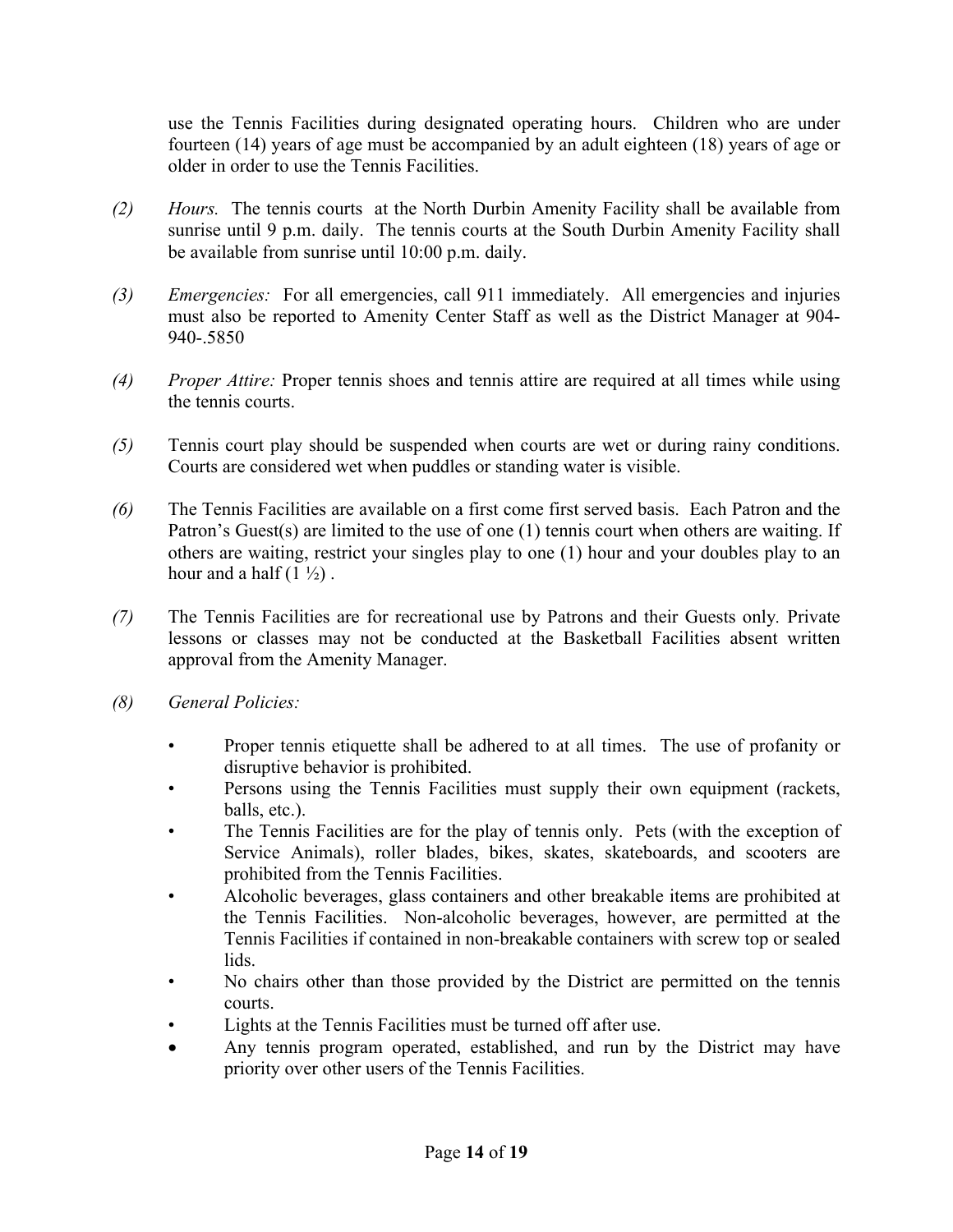use the Tennis Facilities during designated operating hours. Children who are under fourteen (14) years of age must be accompanied by an adult eighteen (18) years of age or older in order to use the Tennis Facilities.

*(2)* *Hours.* The tennis courts at the North Durbin Amenity Facility shall be available from sunrise until 9 p.m. daily. The tennis courts at the South Durbin Amenity Facility shall be available from sunrise until 10:00 p.m. daily.

*(3)* *Emergencies:* For all emergencies, call 911 immediately. All emergencies and injuries must also be reported to Amenity Center Staff as well as the District Manager at 904-940-.5850

*(4)* *Proper Attire:* Proper tennis shoes and tennis attire are required at all times while using the tennis courts.

*(5)* Tennis court play should be suspended when courts are wet or during rainy conditions. Courts are considered wet when puddles or standing water is visible.

*(6)* The Tennis Facilities are available on a first come first served basis. Each Patron and the Patron's Guest(s) are limited to the use of one (1) tennis court when others are waiting. If others are waiting, restrict your singles play to one (1) hour and your doubles play to an hour and a half (1 ½) .

*(7)* The Tennis Facilities are for recreational use by Patrons and their Guests only. Private lessons or classes may not be conducted at the Basketball Facilities absent written approval from the Amenity Manager.

*(8)* *General Policies:*

- Proper tennis etiquette shall be adhered to at all times. The use of profanity or disruptive behavior is prohibited.
- Persons using the Tennis Facilities must supply their own equipment (rackets, balls, etc.).
- The Tennis Facilities are for the play of tennis only. Pets (with the exception of Service Animals), roller blades, bikes, skates, skateboards, and scooters are prohibited from the Tennis Facilities.
- Alcoholic beverages, glass containers and other breakable items are prohibited at the Tennis Facilities. Non-alcoholic beverages, however, are permitted at the Tennis Facilities if contained in non-breakable containers with screw top or sealed lids.
- No chairs other than those provided by the District are permitted on the tennis courts.
- Lights at the Tennis Facilities must be turned off after use.
- Any tennis program operated, established, and run by the District may have priority over other users of the Tennis Facilities.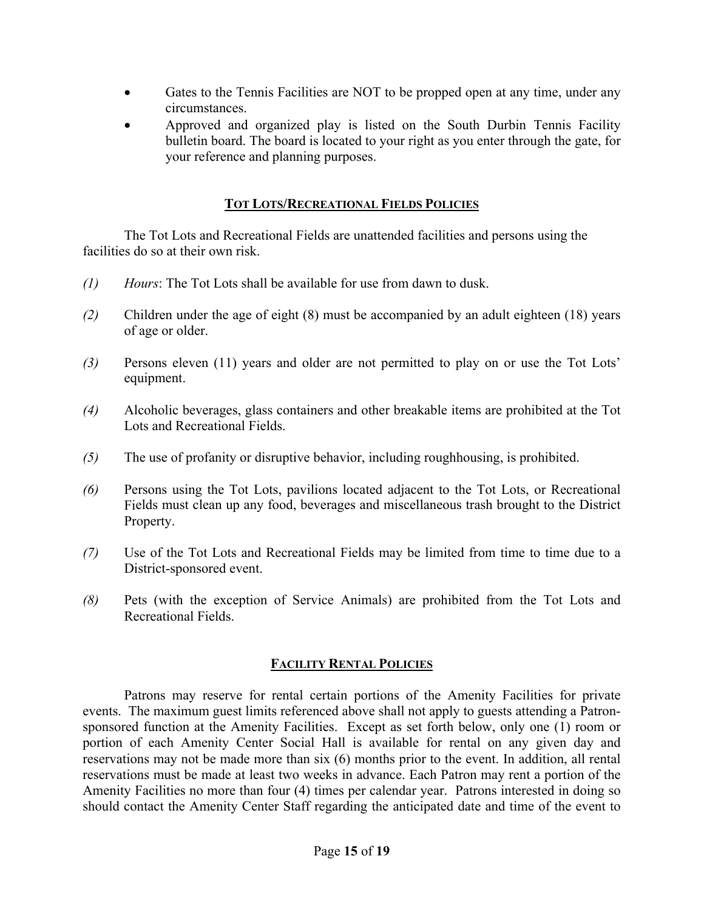- Gates to the Tennis Facilities are NOT to be propped open at any time, under any circumstances.
- Approved and organized play is listed on the South Durbin Tennis Facility bulletin board. The board is located to your right as you enter through the gate, for your reference and planning purposes.

## TOT LOTS/RECREATIONAL FIELDS POLICIES

The Tot Lots and Recreational Fields are unattended facilities and persons using the facilities do so at their own risk.

*(1)* *Hours*: The Tot Lots shall be available for use from dawn to dusk.

*(2)* Children under the age of eight (8) must be accompanied by an adult eighteen (18) years of age or older.

*(3)* Persons eleven (11) years and older are not permitted to play on or use the Tot Lots' equipment.

*(4)* Alcoholic beverages, glass containers and other breakable items are prohibited at the Tot Lots and Recreational Fields.

*(5)* The use of profanity or disruptive behavior, including roughhousing, is prohibited.

*(6)* Persons using the Tot Lots, pavilions located adjacent to the Tot Lots, or Recreational Fields must clean up any food, beverages and miscellaneous trash brought to the District Property.

*(7)* Use of the Tot Lots and Recreational Fields may be limited from time to time due to a District-sponsored event.

*(8)* Pets (with the exception of Service Animals) are prohibited from the Tot Lots and Recreational Fields.

## FACILITY RENTAL POLICIES

Patrons may reserve for rental certain portions of the Amenity Facilities for private events. The maximum guest limits referenced above shall not apply to guests attending a Patron-sponsored function at the Amenity Facilities. Except as set forth below, only one (1) room or portion of each Amenity Center Social Hall is available for rental on any given day and reservations may not be made more than six (6) months prior to the event. In addition, all rental reservations must be made at least two weeks in advance. Each Patron may rent a portion of the Amenity Facilities no more than four (4) times per calendar year. Patrons interested in doing so should contact the Amenity Center Staff regarding the anticipated date and time of the event to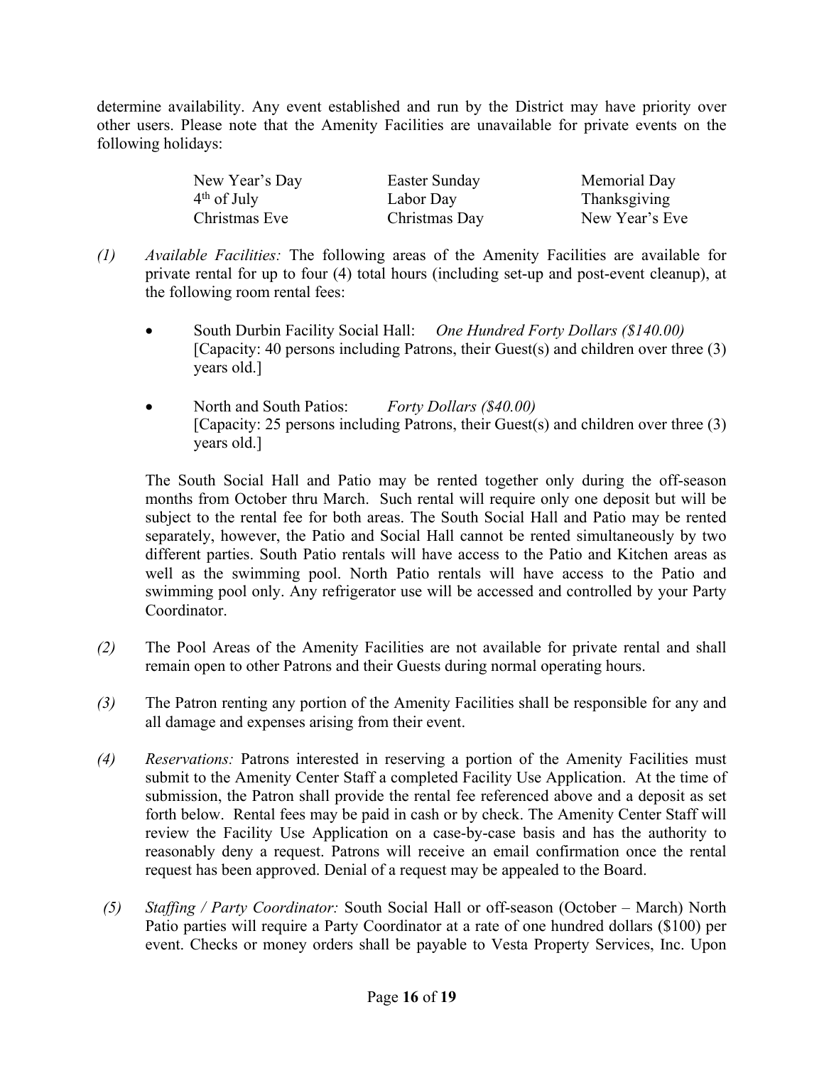determine availability. Any event established and run by the District may have priority over other users. Please note that the Amenity Facilities are unavailable for private events on the following holidays:

| | | |
|---|---|---|
| New Year's Day | Easter Sunday | Memorial Day |
| 4th of July | Labor Day | Thanksgiving |
| Christmas Eve | Christmas Day | New Year's Eve |

*(1)* *Available Facilities:* The following areas of the Amenity Facilities are available for private rental for up to four (4) total hours (including set-up and post-event cleanup), at the following room rental fees:

- South Durbin Facility Social Hall: *One Hundred Forty Dollars ($140.00)* [Capacity: 40 persons including Patrons, their Guest(s) and children over three (3) years old.]

- North and South Patios: *Forty Dollars ($40.00)* [Capacity: 25 persons including Patrons, their Guest(s) and children over three (3) years old.]

The South Social Hall and Patio may be rented together only during the off-season months from October thru March. Such rental will require only one deposit but will be subject to the rental fee for both areas. The South Social Hall and Patio may be rented separately, however, the Patio and Social Hall cannot be rented simultaneously by two different parties. South Patio rentals will have access to the Patio and Kitchen areas as well as the swimming pool. North Patio rentals will have access to the Patio and swimming pool only. Any refrigerator use will be accessed and controlled by your Party Coordinator.

*(2)* The Pool Areas of the Amenity Facilities are not available for private rental and shall remain open to other Patrons and their Guests during normal operating hours.

*(3)* The Patron renting any portion of the Amenity Facilities shall be responsible for any and all damage and expenses arising from their event.

*(4)* *Reservations:* Patrons interested in reserving a portion of the Amenity Facilities must submit to the Amenity Center Staff a completed Facility Use Application. At the time of submission, the Patron shall provide the rental fee referenced above and a deposit as set forth below. Rental fees may be paid in cash or by check. The Amenity Center Staff will review the Facility Use Application on a case-by-case basis and has the authority to reasonably deny a request. Patrons will receive an email confirmation once the rental request has been approved. Denial of a request may be appealed to the Board.

*(5)* *Staffing / Party Coordinator:* South Social Hall or off-season (October – March) North Patio parties will require a Party Coordinator at a rate of one hundred dollars ($100) per event. Checks or money orders shall be payable to Vesta Property Services, Inc. Upon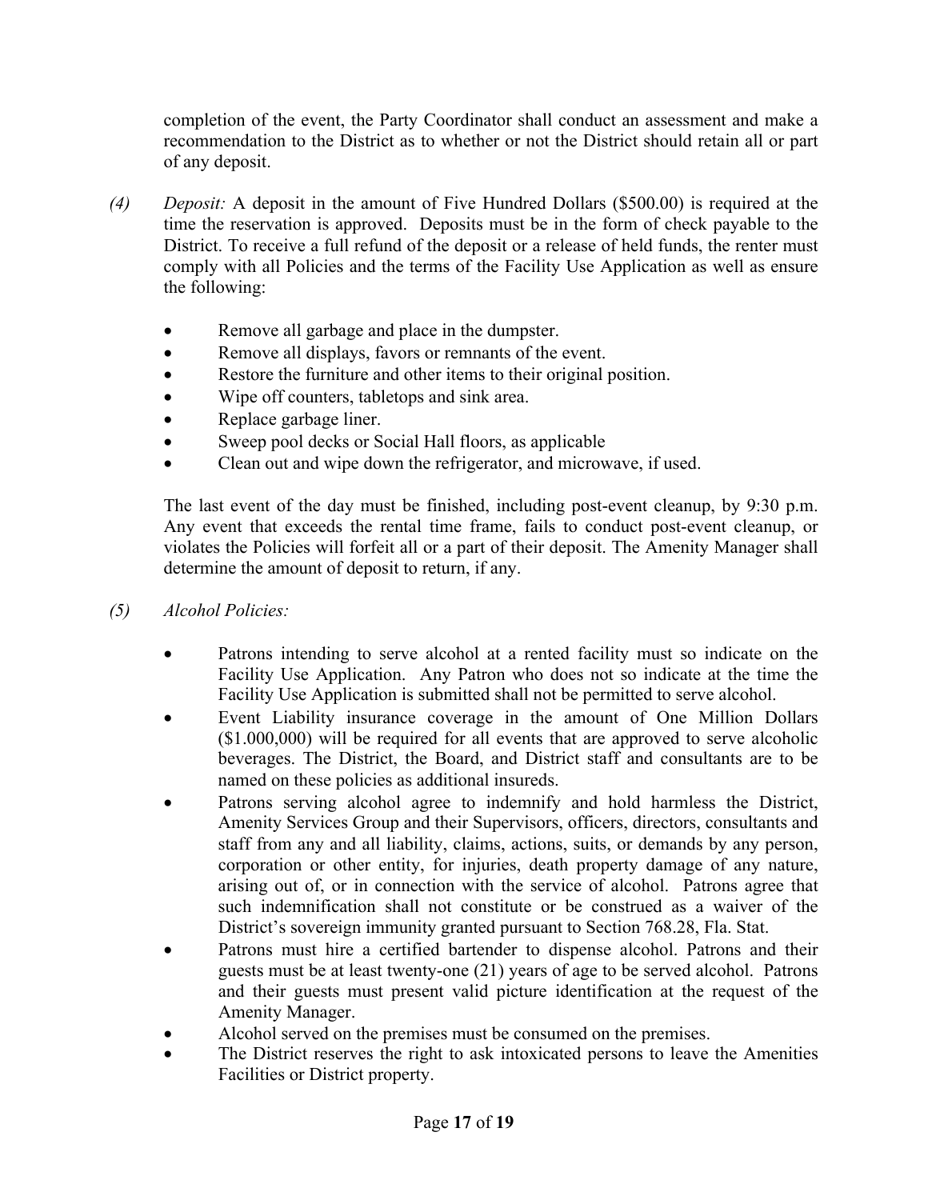completion of the event, the Party Coordinator shall conduct an assessment and make a recommendation to the District as to whether or not the District should retain all or part of any deposit.

*(4)* *Deposit:* A deposit in the amount of Five Hundred Dollars ($500.00) is required at the time the reservation is approved. Deposits must be in the form of check payable to the District. To receive a full refund of the deposit or a release of held funds, the renter must comply with all Policies and the terms of the Facility Use Application as well as ensure the following:

- Remove all garbage and place in the dumpster.
- Remove all displays, favors or remnants of the event.
- Restore the furniture and other items to their original position.
- Wipe off counters, tabletops and sink area.
- Replace garbage liner.
- Sweep pool decks or Social Hall floors, as applicable
- Clean out and wipe down the refrigerator, and microwave, if used.

The last event of the day must be finished, including post-event cleanup, by 9:30 p.m. Any event that exceeds the rental time frame, fails to conduct post-event cleanup, or violates the Policies will forfeit all or a part of their deposit. The Amenity Manager shall determine the amount of deposit to return, if any.

*(5)* *Alcohol Policies:*

- Patrons intending to serve alcohol at a rented facility must so indicate on the Facility Use Application. Any Patron who does not so indicate at the time the Facility Use Application is submitted shall not be permitted to serve alcohol.
- Event Liability insurance coverage in the amount of One Million Dollars ($1.000,000) will be required for all events that are approved to serve alcoholic beverages. The District, the Board, and District staff and consultants are to be named on these policies as additional insureds.
- Patrons serving alcohol agree to indemnify and hold harmless the District, Amenity Services Group and their Supervisors, officers, directors, consultants and staff from any and all liability, claims, actions, suits, or demands by any person, corporation or other entity, for injuries, death property damage of any nature, arising out of, or in connection with the service of alcohol. Patrons agree that such indemnification shall not constitute or be construed as a waiver of the District's sovereign immunity granted pursuant to Section 768.28, Fla. Stat.
- Patrons must hire a certified bartender to dispense alcohol. Patrons and their guests must be at least twenty-one (21) years of age to be served alcohol. Patrons and their guests must present valid picture identification at the request of the Amenity Manager.
- Alcohol served on the premises must be consumed on the premises.
- The District reserves the right to ask intoxicated persons to leave the Amenities Facilities or District property.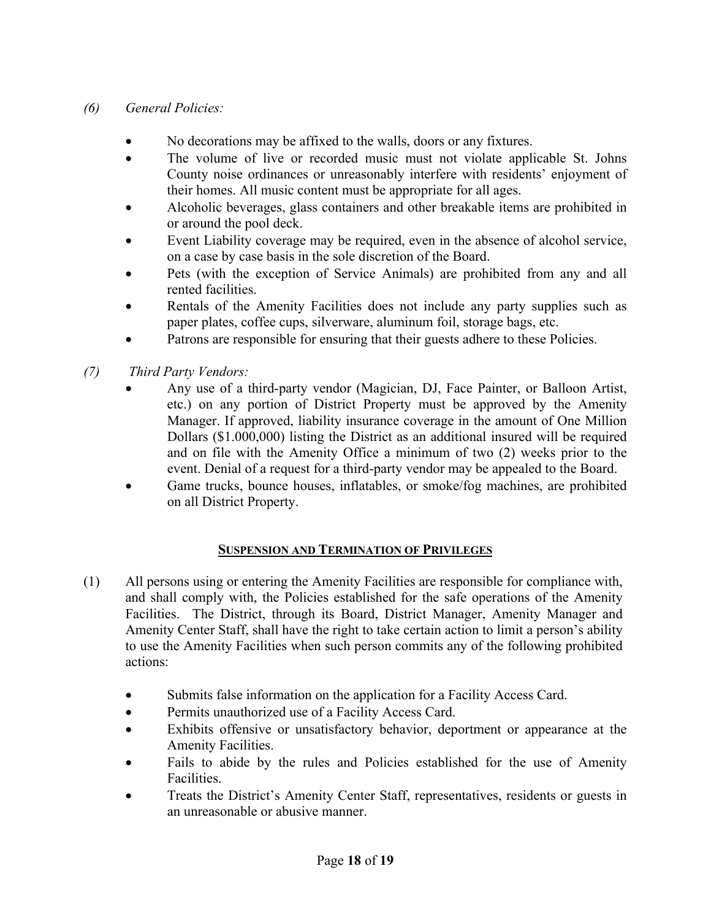*(6) General Policies:*

- No decorations may be affixed to the walls, doors or any fixtures.
- The volume of live or recorded music must not violate applicable St. Johns County noise ordinances or unreasonably interfere with residents' enjoyment of their homes. All music content must be appropriate for all ages.
- Alcoholic beverages, glass containers and other breakable items are prohibited in or around the pool deck.
- Event Liability coverage may be required, even in the absence of alcohol service, on a case by case basis in the sole discretion of the Board.
- Pets (with the exception of Service Animals) are prohibited from any and all rented facilities.
- Rentals of the Amenity Facilities does not include any party supplies such as paper plates, coffee cups, silverware, aluminum foil, storage bags, etc.
- Patrons are responsible for ensuring that their guests adhere to these Policies.

*(7) Third Party Vendors:*

- Any use of a third-party vendor (Magician, DJ, Face Painter, or Balloon Artist, etc.) on any portion of District Property must be approved by the Amenity Manager. If approved, liability insurance coverage in the amount of One Million Dollars ($1.000,000) listing the District as an additional insured will be required and on file with the Amenity Office a minimum of two (2) weeks prior to the event. Denial of a request for a third-party vendor may be appealed to the Board.
- Game trucks, bounce houses, inflatables, or smoke/fog machines, are prohibited on all District Property.

## SUSPENSION AND TERMINATION OF PRIVILEGES

(1) All persons using or entering the Amenity Facilities are responsible for compliance with, and shall comply with, the Policies established for the safe operations of the Amenity Facilities. The District, through its Board, District Manager, Amenity Manager and Amenity Center Staff, shall have the right to take certain action to limit a person's ability to use the Amenity Facilities when such person commits any of the following prohibited actions:

- Submits false information on the application for a Facility Access Card.
- Permits unauthorized use of a Facility Access Card.
- Exhibits offensive or unsatisfactory behavior, deportment or appearance at the Amenity Facilities.
- Fails to abide by the rules and Policies established for the use of Amenity Facilities.
- Treats the District's Amenity Center Staff, representatives, residents or guests in an unreasonable or abusive manner.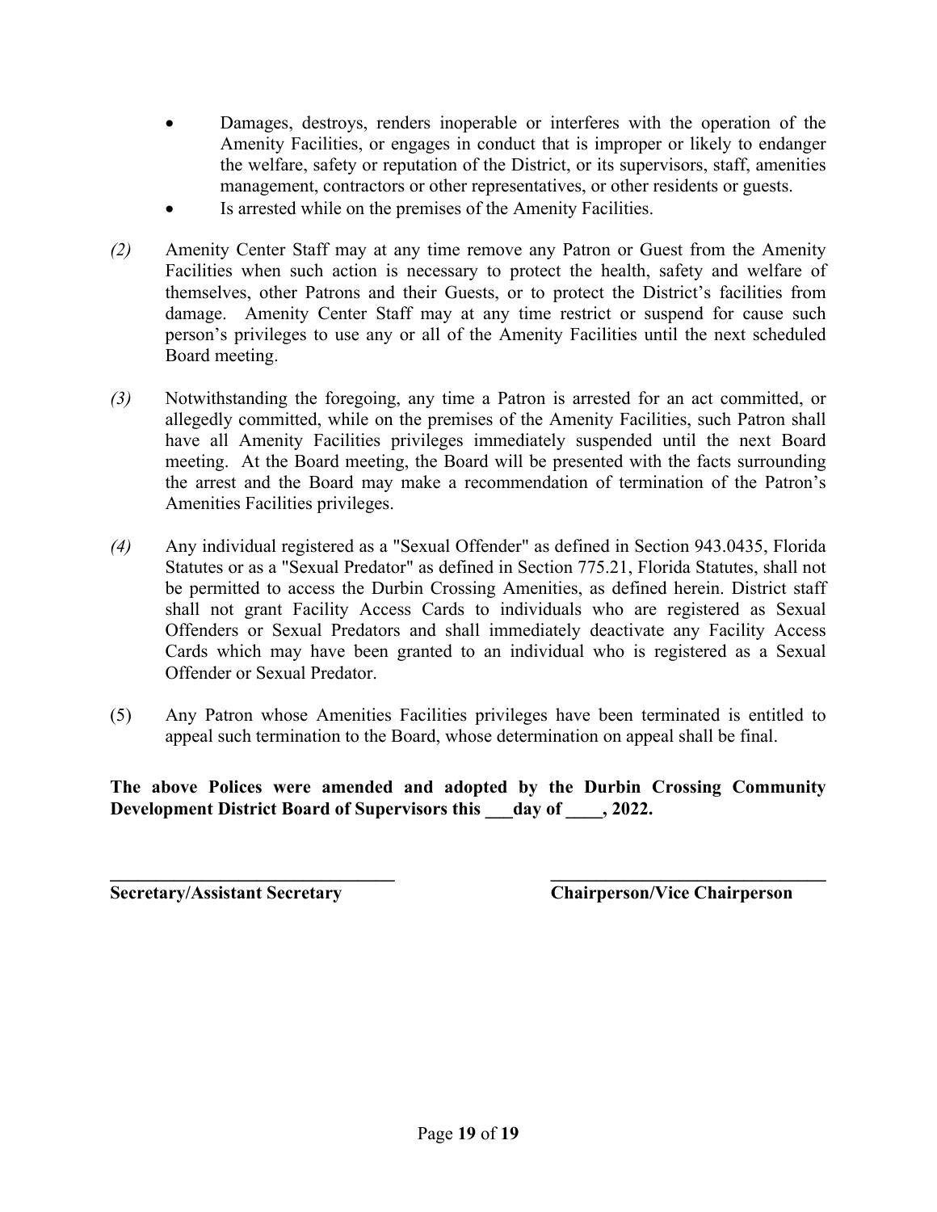- Damages, destroys, renders inoperable or interferes with the operation of the Amenity Facilities, or engages in conduct that is improper or likely to endanger the welfare, safety or reputation of the District, or its supervisors, staff, amenities management, contractors or other representatives, or other residents or guests.
- Is arrested while on the premises of the Amenity Facilities.

*(2)* Amenity Center Staff may at any time remove any Patron or Guest from the Amenity Facilities when such action is necessary to protect the health, safety and welfare of themselves, other Patrons and their Guests, or to protect the District's facilities from damage. Amenity Center Staff may at any time restrict or suspend for cause such person's privileges to use any or all of the Amenity Facilities until the next scheduled Board meeting.

*(3)* Notwithstanding the foregoing, any time a Patron is arrested for an act committed, or allegedly committed, while on the premises of the Amenity Facilities, such Patron shall have all Amenity Facilities privileges immediately suspended until the next Board meeting. At the Board meeting, the Board will be presented with the facts surrounding the arrest and the Board may make a recommendation of termination of the Patron's Amenities Facilities privileges.

*(4)* Any individual registered as a "Sexual Offender" as defined in Section 943.0435, Florida Statutes or as a "Sexual Predator" as defined in Section 775.21, Florida Statutes, shall not be permitted to access the Durbin Crossing Amenities, as defined herein. District staff shall not grant Facility Access Cards to individuals who are registered as Sexual Offenders or Sexual Predators and shall immediately deactivate any Facility Access Cards which may have been granted to an individual who is registered as a Sexual Offender or Sexual Predator.

(5) Any Patron whose Amenities Facilities privileges have been terminated is entitled to appeal such termination to the Board, whose determination on appeal shall be final.

**The above Polices were amended and adopted by the Durbin Crossing Community Development District Board of Supervisors this ___day of ____, 2022.**

**________________________________**
**Secretary/Assistant Secretary**

**________________________________**
**Chairperson/Vice Chairperson**